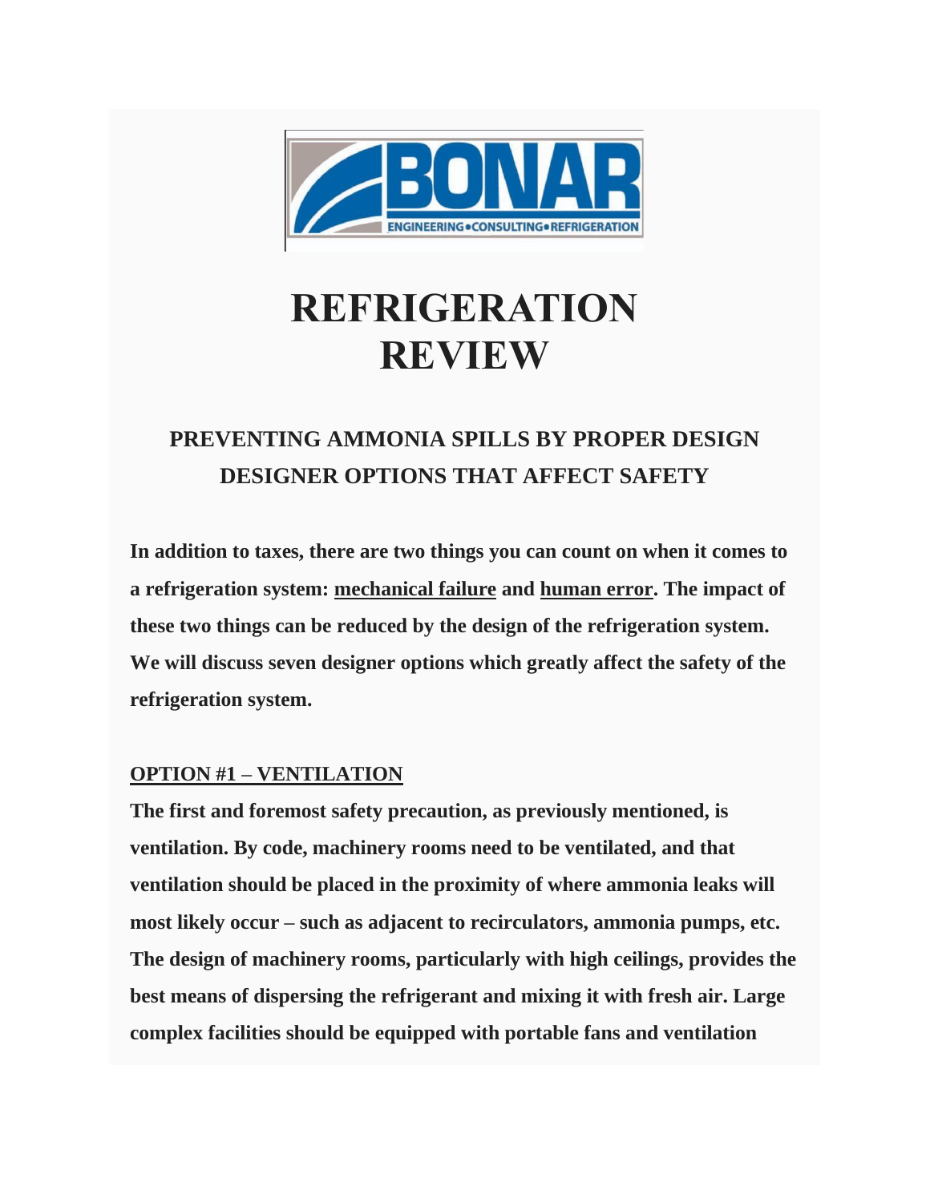# REFRIGERATION REVIEW

## PREVENTING AMMONIA SPILLS BY PROPER DESIGN DESIGNER OPTIONS THAT AFFECT SAFETY

**In addition to taxes, there are two things you can count on when it comes to a refrigeration system: mechanical failure and human error. The impact of these two things can be reduced by the design of the refrigeration system. We will discuss seven designer options which greatly affect the safety of the refrigeration system.**

### OPTION #1 – VENTILATION

**The first and foremost safety precaution, as previously mentioned, is ventilation. By code, machinery rooms need to be ventilated, and that ventilation should be placed in the proximity of where ammonia leaks will most likely occur – such as adjacent to recirculators, ammonia pumps, etc. The design of machinery rooms, particularly with high ceilings, provides the best means of dispersing the refrigerant and mixing it with fresh air. Large complex facilities should be equipped with portable fans and ventilation**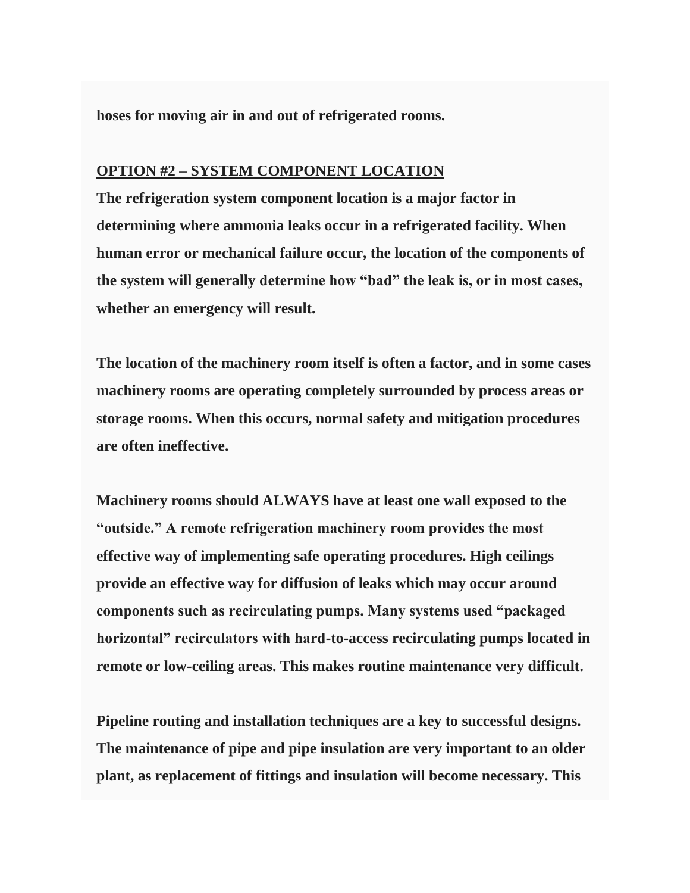**hoses for moving air in and out of refrigerated rooms.**

## OPTION #2 – SYSTEM COMPONENT LOCATION

**The refrigeration system component location is a major factor in determining where ammonia leaks occur in a refrigerated facility. When human error or mechanical failure occur, the location of the components of the system will generally determine how "bad" the leak is, or in most cases, whether an emergency will result.**

**The location of the machinery room itself is often a factor, and in some cases machinery rooms are operating completely surrounded by process areas or storage rooms. When this occurs, normal safety and mitigation procedures are often ineffective.**

**Machinery rooms should ALWAYS have at least one wall exposed to the "outside." A remote refrigeration machinery room provides the most effective way of implementing safe operating procedures. High ceilings provide an effective way for diffusion of leaks which may occur around components such as recirculating pumps. Many systems used "packaged horizontal" recirculators with hard-to-access recirculating pumps located in remote or low-ceiling areas. This makes routine maintenance very difficult.**

**Pipeline routing and installation techniques are a key to successful designs. The maintenance of pipe and pipe insulation are very important to an older plant, as replacement of fittings and insulation will become necessary. This**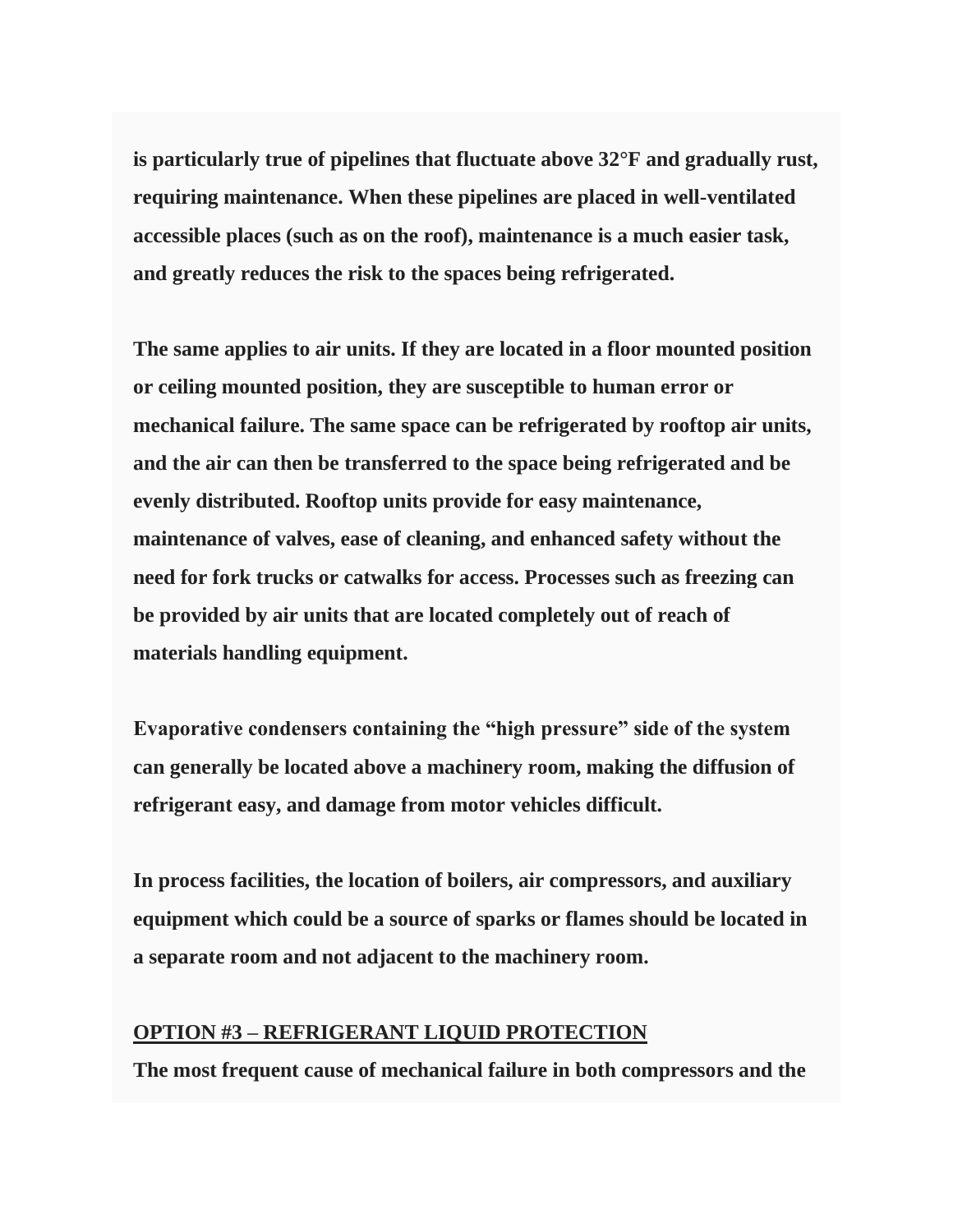**is particularly true of pipelines that fluctuate above 32°F and gradually rust, requiring maintenance. When these pipelines are placed in well-ventilated accessible places (such as on the roof), maintenance is a much easier task, and greatly reduces the risk to the spaces being refrigerated.**

**The same applies to air units. If they are located in a floor mounted position or ceiling mounted position, they are susceptible to human error or mechanical failure. The same space can be refrigerated by rooftop air units, and the air can then be transferred to the space being refrigerated and be evenly distributed. Rooftop units provide for easy maintenance, maintenance of valves, ease of cleaning, and enhanced safety without the need for fork trucks or catwalks for access. Processes such as freezing can be provided by air units that are located completely out of reach of materials handling equipment.**

**Evaporative condensers containing the "high pressure" side of the system can generally be located above a machinery room, making the diffusion of refrigerant easy, and damage from motor vehicles difficult.**

**In process facilities, the location of boilers, air compressors, and auxiliary equipment which could be a source of sparks or flames should be located in a separate room and not adjacent to the machinery room.**

## OPTION #3 – REFRIGERANT LIQUID PROTECTION

**The most frequent cause of mechanical failure in both compressors and the**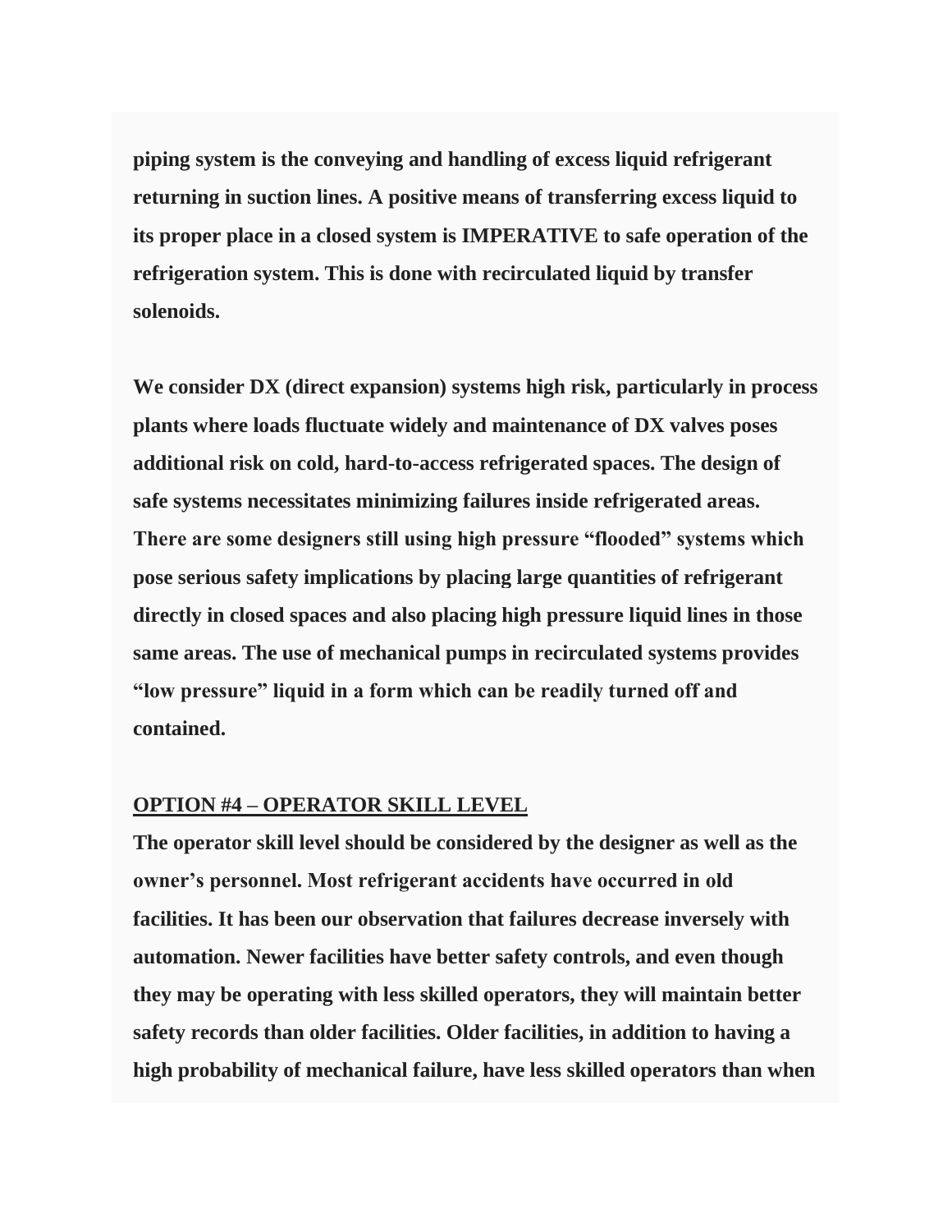**piping system is the conveying and handling of excess liquid refrigerant returning in suction lines. A positive means of transferring excess liquid to its proper place in a closed system is IMPERATIVE to safe operation of the refrigeration system. This is done with recirculated liquid by transfer solenoids.**

**We consider DX (direct expansion) systems high risk, particularly in process plants where loads fluctuate widely and maintenance of DX valves poses additional risk on cold, hard-to-access refrigerated spaces. The design of safe systems necessitates minimizing failures inside refrigerated areas. There are some designers still using high pressure "flooded" systems which pose serious safety implications by placing large quantities of refrigerant directly in closed spaces and also placing high pressure liquid lines in those same areas. The use of mechanical pumps in recirculated systems provides "low pressure" liquid in a form which can be readily turned off and contained.**

## OPTION #4 – OPERATOR SKILL LEVEL

**The operator skill level should be considered by the designer as well as the owner's personnel. Most refrigerant accidents have occurred in old facilities. It has been our observation that failures decrease inversely with automation. Newer facilities have better safety controls, and even though they may be operating with less skilled operators, they will maintain better safety records than older facilities. Older facilities, in addition to having a high probability of mechanical failure, have less skilled operators than when**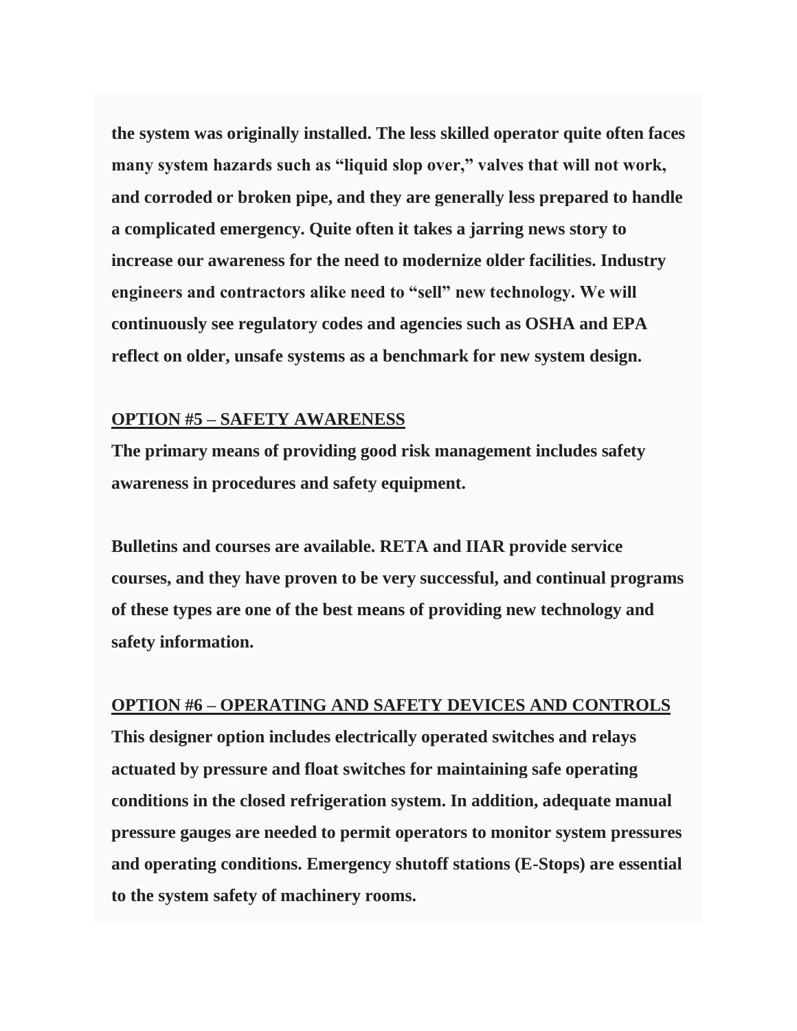**the system was originally installed. The less skilled operator quite often faces many system hazards such as "liquid slop over," valves that will not work, and corroded or broken pipe, and they are generally less prepared to handle a complicated emergency. Quite often it takes a jarring news story to increase our awareness for the need to modernize older facilities. Industry engineers and contractors alike need to "sell" new technology. We will continuously see regulatory codes and agencies such as OSHA and EPA reflect on older, unsafe systems as a benchmark for new system design.**

## OPTION #5 – SAFETY AWARENESS

**The primary means of providing good risk management includes safety awareness in procedures and safety equipment.**

**Bulletins and courses are available. RETA and IIAR provide service courses, and they have proven to be very successful, and continual programs of these types are one of the best means of providing new technology and safety information.**

## OPTION #6 – OPERATING AND SAFETY DEVICES AND CONTROLS

**This designer option includes electrically operated switches and relays actuated by pressure and float switches for maintaining safe operating conditions in the closed refrigeration system. In addition, adequate manual pressure gauges are needed to permit operators to monitor system pressures and operating conditions. Emergency shutoff stations (E-Stops) are essential to the system safety of machinery rooms.**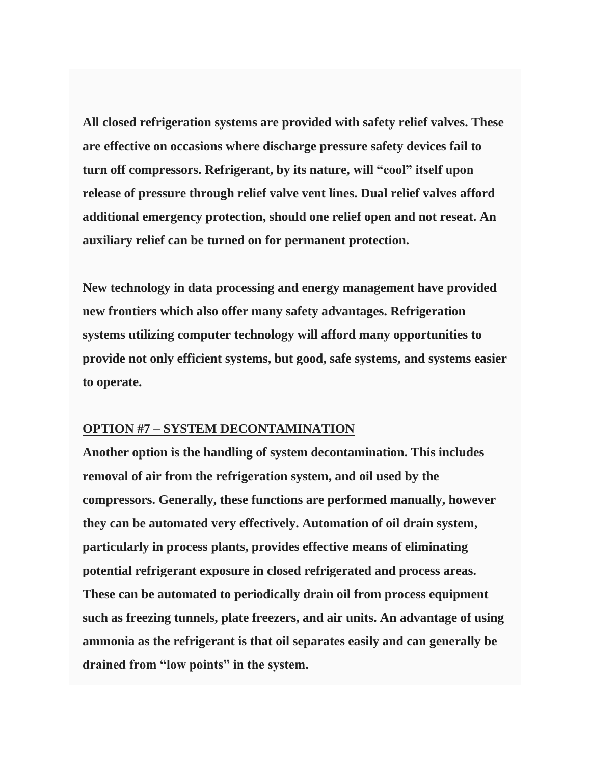**All closed refrigeration systems are provided with safety relief valves. These are effective on occasions where discharge pressure safety devices fail to turn off compressors. Refrigerant, by its nature, will "cool" itself upon release of pressure through relief valve vent lines. Dual relief valves afford additional emergency protection, should one relief open and not reseat. An auxiliary relief can be turned on for permanent protection.**

**New technology in data processing and energy management have provided new frontiers which also offer many safety advantages. Refrigeration systems utilizing computer technology will afford many opportunities to provide not only efficient systems, but good, safe systems, and systems easier to operate.**

## <u>OPTION #7 – SYSTEM DECONTAMINATION</u>

**Another option is the handling of system decontamination. This includes removal of air from the refrigeration system, and oil used by the compressors. Generally, these functions are performed manually, however they can be automated very effectively. Automation of oil drain system, particularly in process plants, provides effective means of eliminating potential refrigerant exposure in closed refrigerated and process areas. These can be automated to periodically drain oil from process equipment such as freezing tunnels, plate freezers, and air units. An advantage of using ammonia as the refrigerant is that oil separates easily and can generally be drained from "low points" in the system.**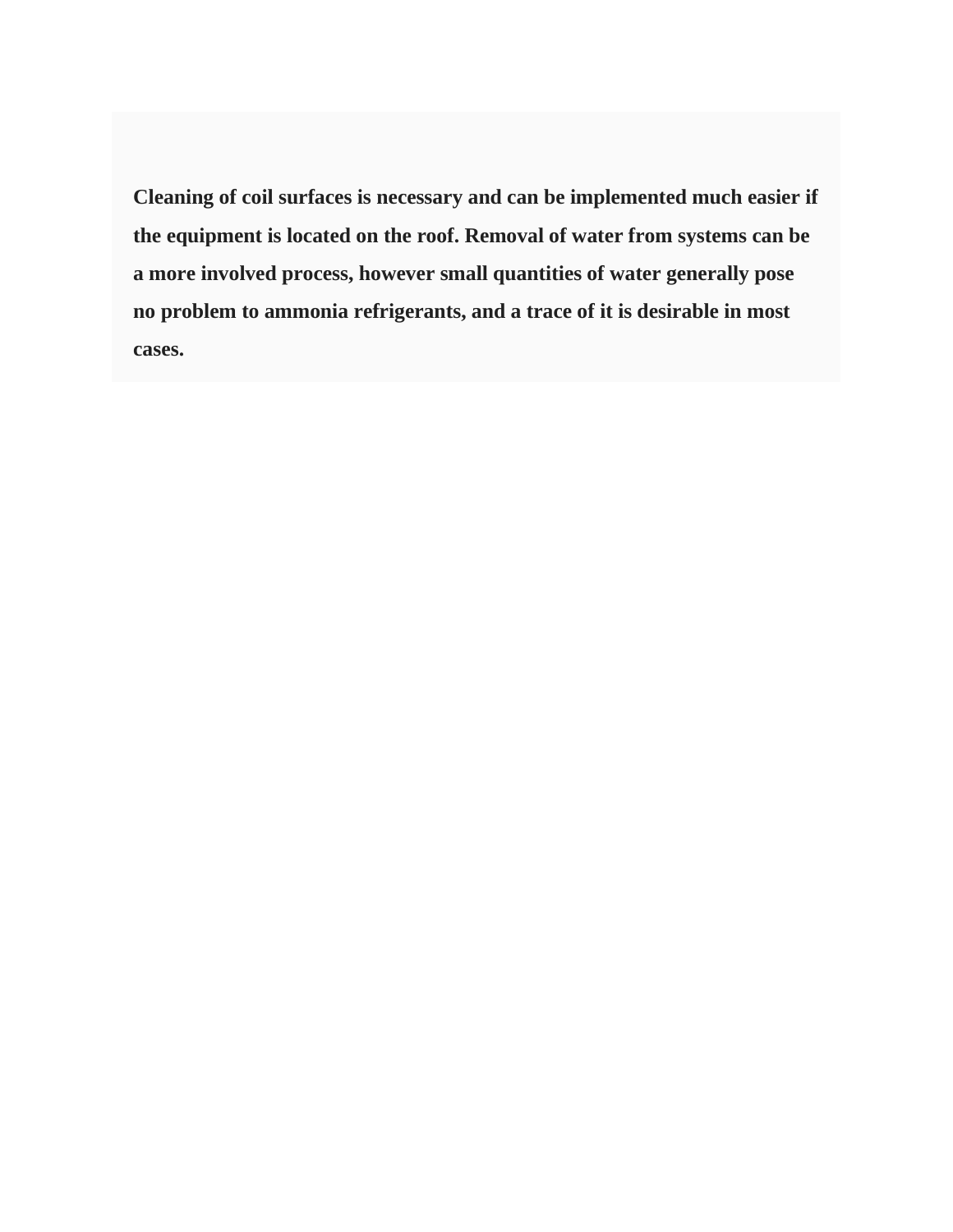**Cleaning of coil surfaces is necessary and can be implemented much easier if the equipment is located on the roof. Removal of water from systems can be a more involved process, however small quantities of water generally pose no problem to ammonia refrigerants, and a trace of it is desirable in most cases.**